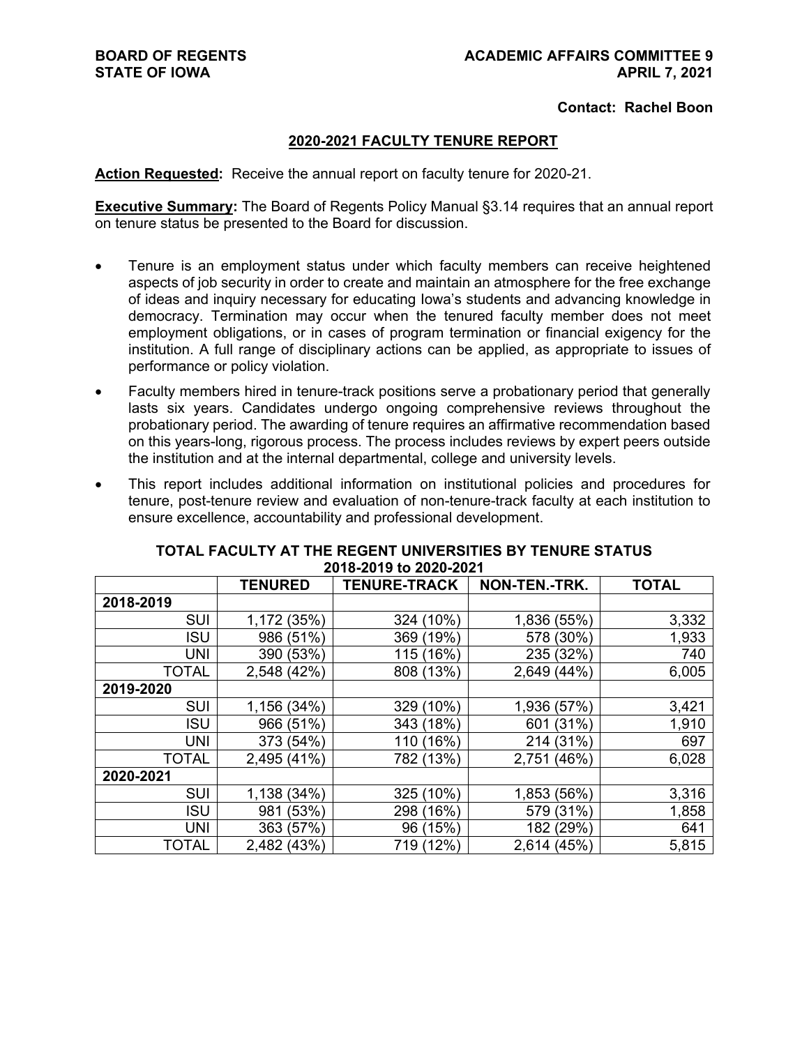**BOARD OF REGENTS**
**STATE OF IOWA**

**ACADEMIC AFFAIRS COMMITTEE 9**
**APRIL 7, 2021**

**Contact: Rachel Boon**

## 2020-2021 FACULTY TENURE REPORT

**Action Requested:** Receive the annual report on faculty tenure for 2020-21.

**Executive Summary:** The Board of Regents Policy Manual §3.14 requires that an annual report on tenure status be presented to the Board for discussion.

- Tenure is an employment status under which faculty members can receive heightened aspects of job security in order to create and maintain an atmosphere for the free exchange of ideas and inquiry necessary for educating Iowa's students and advancing knowledge in democracy. Termination may occur when the tenured faculty member does not meet employment obligations, or in cases of program termination or financial exigency for the institution. A full range of disciplinary actions can be applied, as appropriate to issues of performance or policy violation.
- Faculty members hired in tenure-track positions serve a probationary period that generally lasts six years. Candidates undergo ongoing comprehensive reviews throughout the probationary period. The awarding of tenure requires an affirmative recommendation based on this years-long, rigorous process. The process includes reviews by expert peers outside the institution and at the internal departmental, college and university levels.
- This report includes additional information on institutional policies and procedures for tenure, post-tenure review and evaluation of non-tenure-track faculty at each institution to ensure excellence, accountability and professional development.

**TOTAL FACULTY AT THE REGENT UNIVERSITIES BY TENURE STATUS**
**2018-2019 to 2020-2021**

| | TENURED | TENURE-TRACK | NON-TEN.-TRK. | TOTAL |
|---|---|---|---|---|
| **2018-2019** | | | | |
| SUI | 1,172 (35%) | 324 (10%) | 1,836 (55%) | 3,332 |
| ISU | 986 (51%) | 369 (19%) | 578 (30%) | 1,933 |
| UNI | 390 (53%) | 115 (16%) | 235 (32%) | 740 |
| TOTAL | 2,548 (42%) | 808 (13%) | 2,649 (44%) | 6,005 |
| **2019-2020** | | | | |
| SUI | 1,156 (34%) | 329 (10%) | 1,936 (57%) | 3,421 |
| ISU | 966 (51%) | 343 (18%) | 601 (31%) | 1,910 |
| UNI | 373 (54%) | 110 (16%) | 214 (31%) | 697 |
| TOTAL | 2,495 (41%) | 782 (13%) | 2,751 (46%) | 6,028 |
| **2020-2021** | | | | |
| SUI | 1,138 (34%) | 325 (10%) | 1,853 (56%) | 3,316 |
| ISU | 981 (53%) | 298 (16%) | 579 (31%) | 1,858 |
| UNI | 363 (57%) | 96 (15%) | 182 (29%) | 641 |
| TOTAL | 2,482 (43%) | 719 (12%) | 2,614 (45%) | 5,815 |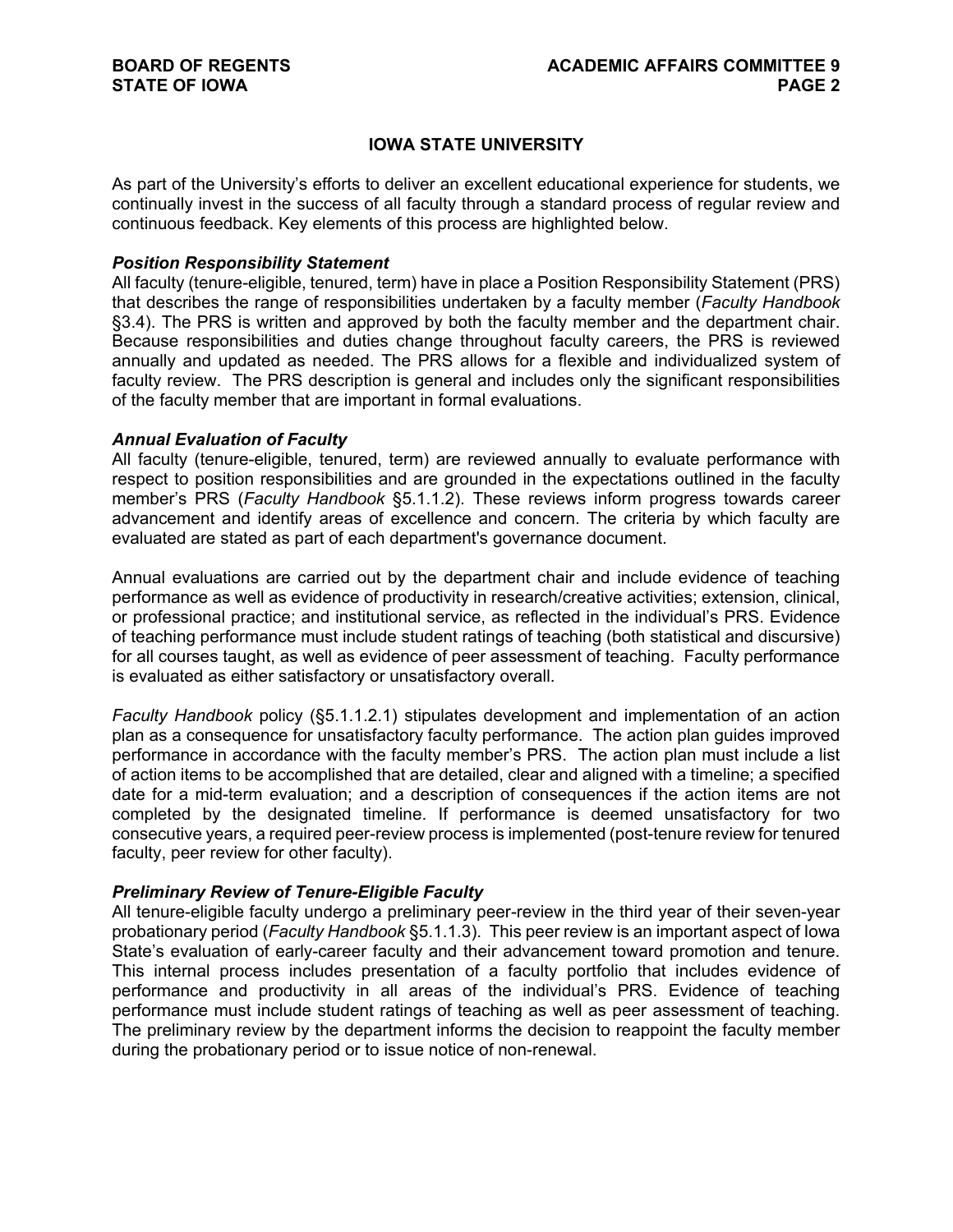## IOWA STATE UNIVERSITY

As part of the University's efforts to deliver an excellent educational experience for students, we continually invest in the success of all faculty through a standard process of regular review and continuous feedback. Key elements of this process are highlighted below.

### *Position Responsibility Statement*

All faculty (tenure-eligible, tenured, term) have in place a Position Responsibility Statement (PRS) that describes the range of responsibilities undertaken by a faculty member (*Faculty Handbook* §3.4). The PRS is written and approved by both the faculty member and the department chair. Because responsibilities and duties change throughout faculty careers, the PRS is reviewed annually and updated as needed. The PRS allows for a flexible and individualized system of faculty review. The PRS description is general and includes only the significant responsibilities of the faculty member that are important in formal evaluations.

### *Annual Evaluation of Faculty*

All faculty (tenure-eligible, tenured, term) are reviewed annually to evaluate performance with respect to position responsibilities and are grounded in the expectations outlined in the faculty member's PRS (*Faculty Handbook* §5.1.1.2). These reviews inform progress towards career advancement and identify areas of excellence and concern. The criteria by which faculty are evaluated are stated as part of each department's governance document.

Annual evaluations are carried out by the department chair and include evidence of teaching performance as well as evidence of productivity in research/creative activities; extension, clinical, or professional practice; and institutional service, as reflected in the individual's PRS. Evidence of teaching performance must include student ratings of teaching (both statistical and discursive) for all courses taught, as well as evidence of peer assessment of teaching. Faculty performance is evaluated as either satisfactory or unsatisfactory overall.

*Faculty Handbook* policy (§5.1.1.2.1) stipulates development and implementation of an action plan as a consequence for unsatisfactory faculty performance. The action plan guides improved performance in accordance with the faculty member's PRS. The action plan must include a list of action items to be accomplished that are detailed, clear and aligned with a timeline; a specified date for a mid-term evaluation; and a description of consequences if the action items are not completed by the designated timeline. If performance is deemed unsatisfactory for two consecutive years, a required peer-review process is implemented (post-tenure review for tenured faculty, peer review for other faculty).

### *Preliminary Review of Tenure-Eligible Faculty*

All tenure-eligible faculty undergo a preliminary peer-review in the third year of their seven-year probationary period (*Faculty Handbook* §5.1.1.3). This peer review is an important aspect of Iowa State's evaluation of early-career faculty and their advancement toward promotion and tenure. This internal process includes presentation of a faculty portfolio that includes evidence of performance and productivity in all areas of the individual's PRS. Evidence of teaching performance must include student ratings of teaching as well as peer assessment of teaching. The preliminary review by the department informs the decision to reappoint the faculty member during the probationary period or to issue notice of non-renewal.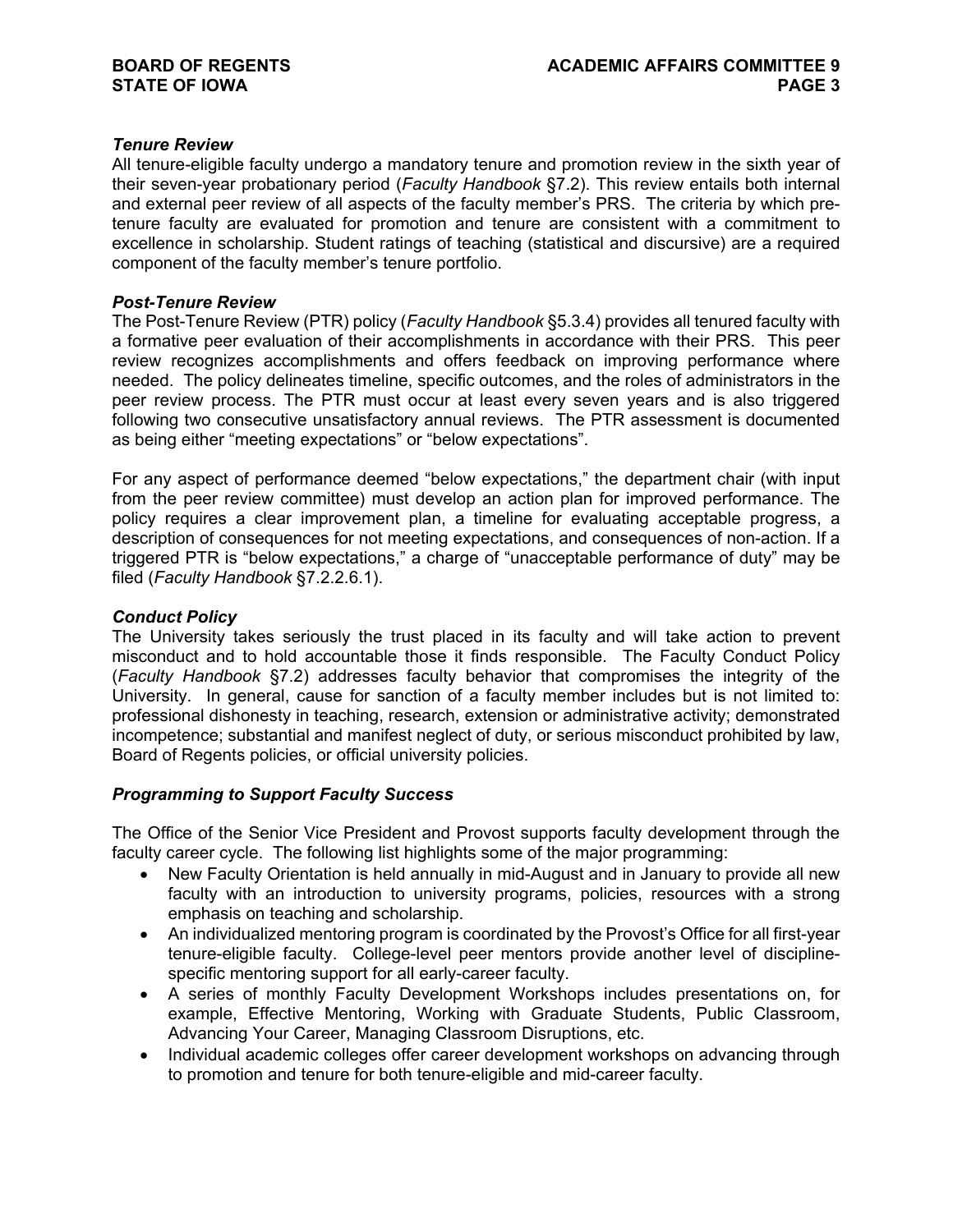### *Tenure Review*

All tenure-eligible faculty undergo a mandatory tenure and promotion review in the sixth year of their seven-year probationary period (*Faculty Handbook* §7.2). This review entails both internal and external peer review of all aspects of the faculty member's PRS. The criteria by which pre-tenure faculty are evaluated for promotion and tenure are consistent with a commitment to excellence in scholarship. Student ratings of teaching (statistical and discursive) are a required component of the faculty member's tenure portfolio.

### *Post-Tenure Review*

The Post-Tenure Review (PTR) policy (*Faculty Handbook* §5.3.4) provides all tenured faculty with a formative peer evaluation of their accomplishments in accordance with their PRS. This peer review recognizes accomplishments and offers feedback on improving performance where needed. The policy delineates timeline, specific outcomes, and the roles of administrators in the peer review process. The PTR must occur at least every seven years and is also triggered following two consecutive unsatisfactory annual reviews. The PTR assessment is documented as being either "meeting expectations" or "below expectations".

For any aspect of performance deemed "below expectations," the department chair (with input from the peer review committee) must develop an action plan for improved performance. The policy requires a clear improvement plan, a timeline for evaluating acceptable progress, a description of consequences for not meeting expectations, and consequences of non-action. If a triggered PTR is "below expectations," a charge of "unacceptable performance of duty" may be filed (*Faculty Handbook* §7.2.2.6.1).

### *Conduct Policy*

The University takes seriously the trust placed in its faculty and will take action to prevent misconduct and to hold accountable those it finds responsible. The Faculty Conduct Policy (*Faculty Handbook* §7.2) addresses faculty behavior that compromises the integrity of the University. In general, cause for sanction of a faculty member includes but is not limited to: professional dishonesty in teaching, research, extension or administrative activity; demonstrated incompetence; substantial and manifest neglect of duty, or serious misconduct prohibited by law, Board of Regents policies, or official university policies.

### *Programming to Support Faculty Success*

The Office of the Senior Vice President and Provost supports faculty development through the faculty career cycle. The following list highlights some of the major programming:

- New Faculty Orientation is held annually in mid-August and in January to provide all new faculty with an introduction to university programs, policies, resources with a strong emphasis on teaching and scholarship.
- An individualized mentoring program is coordinated by the Provost's Office for all first-year tenure-eligible faculty. College-level peer mentors provide another level of discipline-specific mentoring support for all early-career faculty.
- A series of monthly Faculty Development Workshops includes presentations on, for example, Effective Mentoring, Working with Graduate Students, Public Classroom, Advancing Your Career, Managing Classroom Disruptions, etc.
- Individual academic colleges offer career development workshops on advancing through to promotion and tenure for both tenure-eligible and mid-career faculty.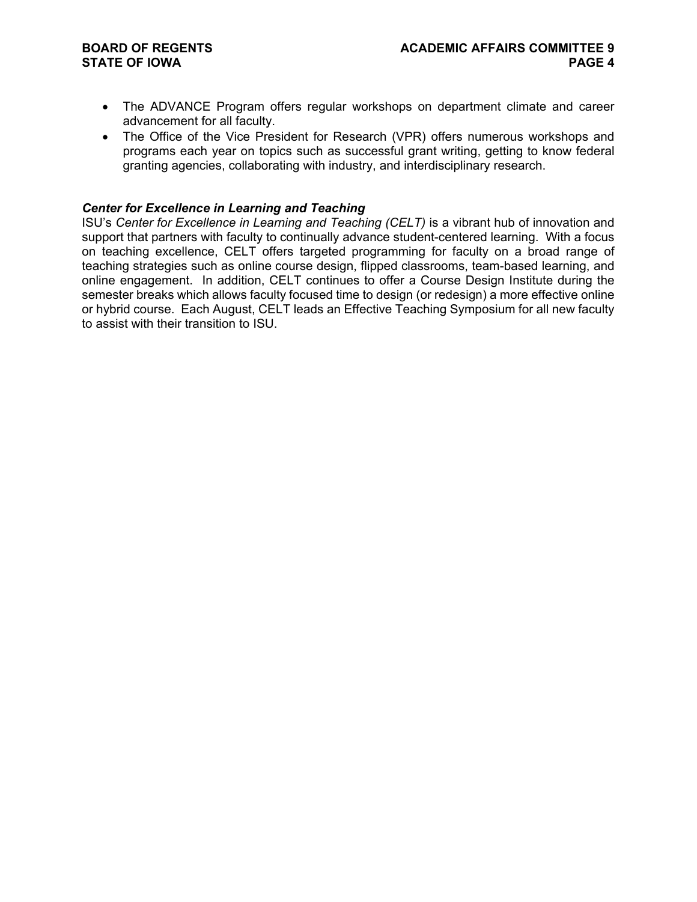- The ADVANCE Program offers regular workshops on department climate and career advancement for all faculty.
- The Office of the Vice President for Research (VPR) offers numerous workshops and programs each year on topics such as successful grant writing, getting to know federal granting agencies, collaborating with industry, and interdisciplinary research.

***Center for Excellence in Learning and Teaching***

ISU's *Center for Excellence in Learning and Teaching (CELT)* is a vibrant hub of innovation and support that partners with faculty to continually advance student-centered learning. With a focus on teaching excellence, CELT offers targeted programming for faculty on a broad range of teaching strategies such as online course design, flipped classrooms, team-based learning, and online engagement. In addition, CELT continues to offer a Course Design Institute during the semester breaks which allows faculty focused time to design (or redesign) a more effective online or hybrid course. Each August, CELT leads an Effective Teaching Symposium for all new faculty to assist with their transition to ISU.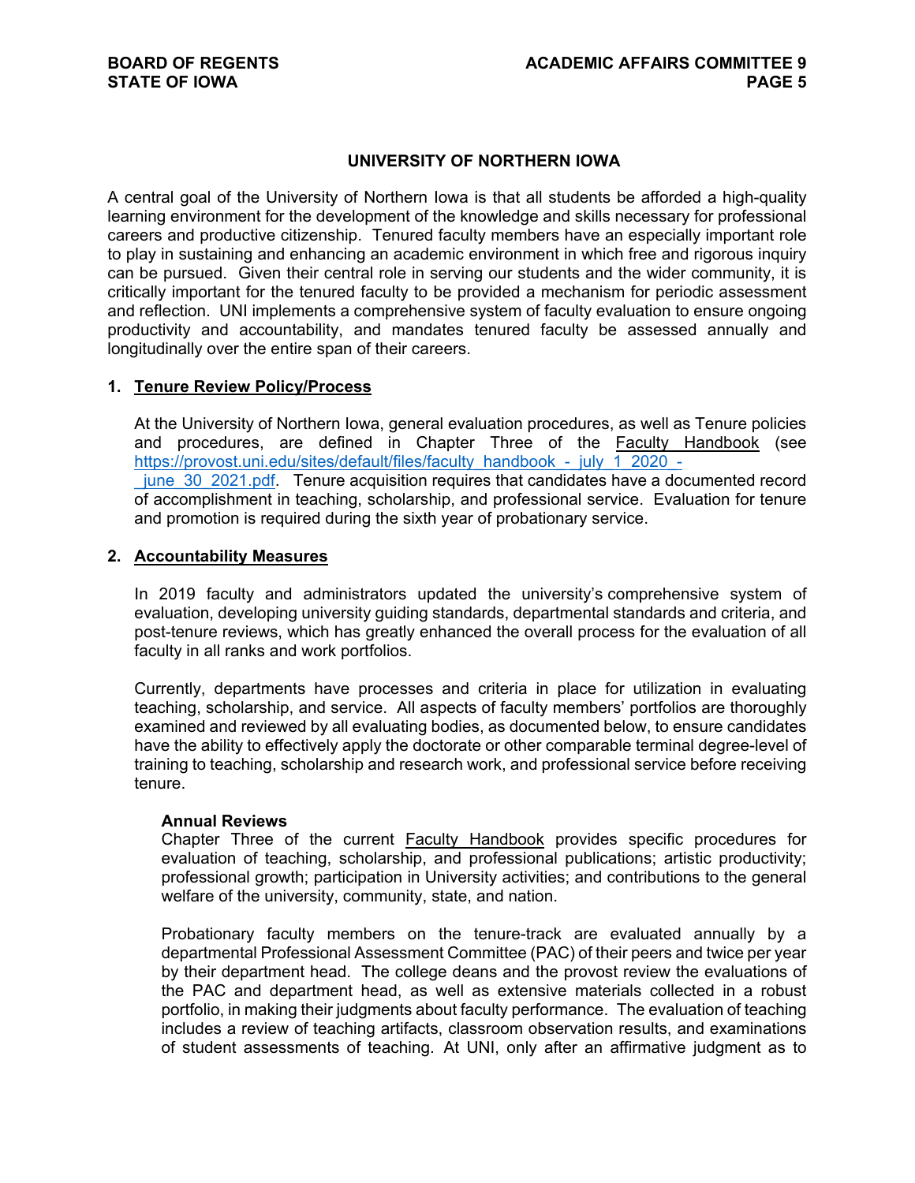## UNIVERSITY OF NORTHERN IOWA

A central goal of the University of Northern Iowa is that all students be afforded a high-quality learning environment for the development of the knowledge and skills necessary for professional careers and productive citizenship. Tenured faculty members have an especially important role to play in sustaining and enhancing an academic environment in which free and rigorous inquiry can be pursued. Given their central role in serving our students and the wider community, it is critically important for the tenured faculty to be provided a mechanism for periodic assessment and reflection. UNI implements a comprehensive system of faculty evaluation to ensure ongoing productivity and accountability, and mandates tenured faculty be assessed annually and longitudinally over the entire span of their careers.

### 1. Tenure Review Policy/Process

At the University of Northern Iowa, general evaluation procedures, as well as Tenure policies and procedures, are defined in Chapter Three of the Faculty Handbook (see https://provost.uni.edu/sites/default/files/faculty_handbook_-_july_1_2020_-_june_30_2021.pdf. Tenure acquisition requires that candidates have a documented record of accomplishment in teaching, scholarship, and professional service. Evaluation for tenure and promotion is required during the sixth year of probationary service.

### 2. Accountability Measures

In 2019 faculty and administrators updated the university's comprehensive system of evaluation, developing university guiding standards, departmental standards and criteria, and post-tenure reviews, which has greatly enhanced the overall process for the evaluation of all faculty in all ranks and work portfolios.

Currently, departments have processes and criteria in place for utilization in evaluating teaching, scholarship, and service. All aspects of faculty members' portfolios are thoroughly examined and reviewed by all evaluating bodies, as documented below, to ensure candidates have the ability to effectively apply the doctorate or other comparable terminal degree-level of training to teaching, scholarship and research work, and professional service before receiving tenure.

**Annual Reviews**
Chapter Three of the current Faculty Handbook provides specific procedures for evaluation of teaching, scholarship, and professional publications; artistic productivity; professional growth; participation in University activities; and contributions to the general welfare of the university, community, state, and nation.

Probationary faculty members on the tenure-track are evaluated annually by a departmental Professional Assessment Committee (PAC) of their peers and twice per year by their department head. The college deans and the provost review the evaluations of the PAC and department head, as well as extensive materials collected in a robust portfolio, in making their judgments about faculty performance. The evaluation of teaching includes a review of teaching artifacts, classroom observation results, and examinations of student assessments of teaching. At UNI, only after an affirmative judgment as to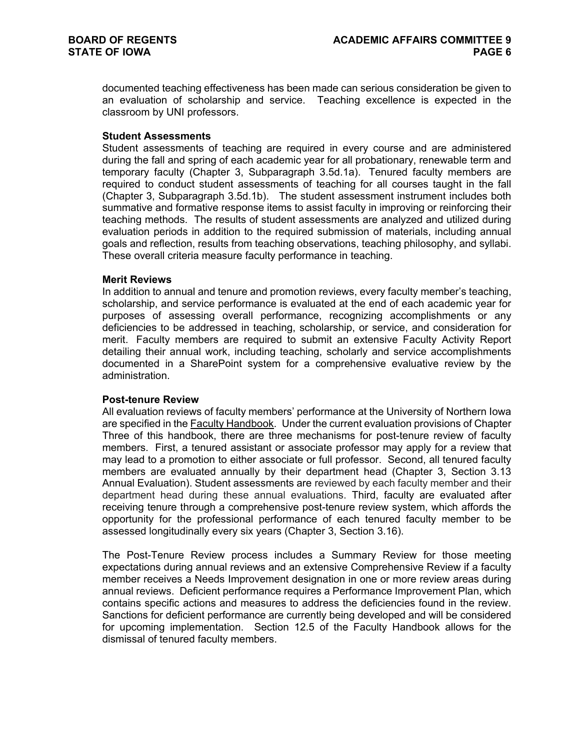documented teaching effectiveness has been made can serious consideration be given to an evaluation of scholarship and service. Teaching excellence is expected in the classroom by UNI professors.

**Student Assessments**

Student assessments of teaching are required in every course and are administered during the fall and spring of each academic year for all probationary, renewable term and temporary faculty (Chapter 3, Subparagraph 3.5d.1a). Tenured faculty members are required to conduct student assessments of teaching for all courses taught in the fall (Chapter 3, Subparagraph 3.5d.1b). The student assessment instrument includes both summative and formative response items to assist faculty in improving or reinforcing their teaching methods. The results of student assessments are analyzed and utilized during evaluation periods in addition to the required submission of materials, including annual goals and reflection, results from teaching observations, teaching philosophy, and syllabi. These overall criteria measure faculty performance in teaching.

**Merit Reviews**

In addition to annual and tenure and promotion reviews, every faculty member's teaching, scholarship, and service performance is evaluated at the end of each academic year for purposes of assessing overall performance, recognizing accomplishments or any deficiencies to be addressed in teaching, scholarship, or service, and consideration for merit. Faculty members are required to submit an extensive Faculty Activity Report detailing their annual work, including teaching, scholarly and service accomplishments documented in a SharePoint system for a comprehensive evaluative review by the administration.

**Post-tenure Review**

All evaluation reviews of faculty members' performance at the University of Northern Iowa are specified in the Faculty Handbook. Under the current evaluation provisions of Chapter Three of this handbook, there are three mechanisms for post-tenure review of faculty members. First, a tenured assistant or associate professor may apply for a review that may lead to a promotion to either associate or full professor. Second, all tenured faculty members are evaluated annually by their department head (Chapter 3, Section 3.13 Annual Evaluation). Student assessments are reviewed by each faculty member and their department head during these annual evaluations. Third, faculty are evaluated after receiving tenure through a comprehensive post-tenure review system, which affords the opportunity for the professional performance of each tenured faculty member to be assessed longitudinally every six years (Chapter 3, Section 3.16).

The Post-Tenure Review process includes a Summary Review for those meeting expectations during annual reviews and an extensive Comprehensive Review if a faculty member receives a Needs Improvement designation in one or more review areas during annual reviews. Deficient performance requires a Performance Improvement Plan, which contains specific actions and measures to address the deficiencies found in the review. Sanctions for deficient performance are currently being developed and will be considered for upcoming implementation. Section 12.5 of the Faculty Handbook allows for the dismissal of tenured faculty members.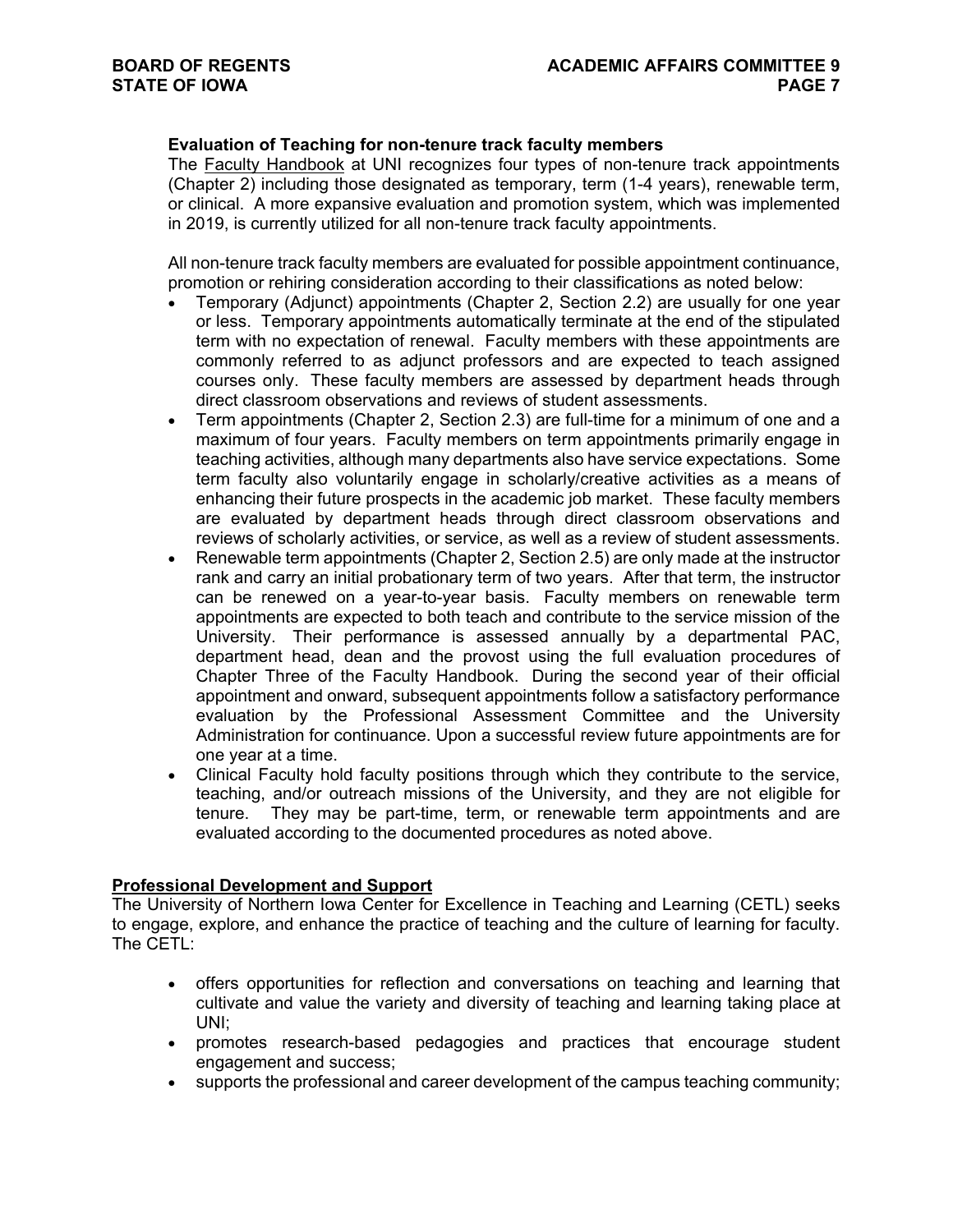**Evaluation of Teaching for non-tenure track faculty members**

The Faculty Handbook at UNI recognizes four types of non-tenure track appointments (Chapter 2) including those designated as temporary, term (1-4 years), renewable term, or clinical. A more expansive evaluation and promotion system, which was implemented in 2019, is currently utilized for all non-tenure track faculty appointments.

All non-tenure track faculty members are evaluated for possible appointment continuance, promotion or rehiring consideration according to their classifications as noted below:

- Temporary (Adjunct) appointments (Chapter 2, Section 2.2) are usually for one year or less. Temporary appointments automatically terminate at the end of the stipulated term with no expectation of renewal. Faculty members with these appointments are commonly referred to as adjunct professors and are expected to teach assigned courses only. These faculty members are assessed by department heads through direct classroom observations and reviews of student assessments.
- Term appointments (Chapter 2, Section 2.3) are full-time for a minimum of one and a maximum of four years. Faculty members on term appointments primarily engage in teaching activities, although many departments also have service expectations. Some term faculty also voluntarily engage in scholarly/creative activities as a means of enhancing their future prospects in the academic job market. These faculty members are evaluated by department heads through direct classroom observations and reviews of scholarly activities, or service, as well as a review of student assessments.
- Renewable term appointments (Chapter 2, Section 2.5) are only made at the instructor rank and carry an initial probationary term of two years. After that term, the instructor can be renewed on a year-to-year basis. Faculty members on renewable term appointments are expected to both teach and contribute to the service mission of the University. Their performance is assessed annually by a departmental PAC, department head, dean and the provost using the full evaluation procedures of Chapter Three of the Faculty Handbook. During the second year of their official appointment and onward, subsequent appointments follow a satisfactory performance evaluation by the Professional Assessment Committee and the University Administration for continuance. Upon a successful review future appointments are for one year at a time.
- Clinical Faculty hold faculty positions through which they contribute to the service, teaching, and/or outreach missions of the University, and they are not eligible for tenure. They may be part-time, term, or renewable term appointments and are evaluated according to the documented procedures as noted above.

## Professional Development and Support

The University of Northern Iowa Center for Excellence in Teaching and Learning (CETL) seeks to engage, explore, and enhance the practice of teaching and the culture of learning for faculty. The CETL:

- offers opportunities for reflection and conversations on teaching and learning that cultivate and value the variety and diversity of teaching and learning taking place at UNI;
- promotes research-based pedagogies and practices that encourage student engagement and success;
- supports the professional and career development of the campus teaching community;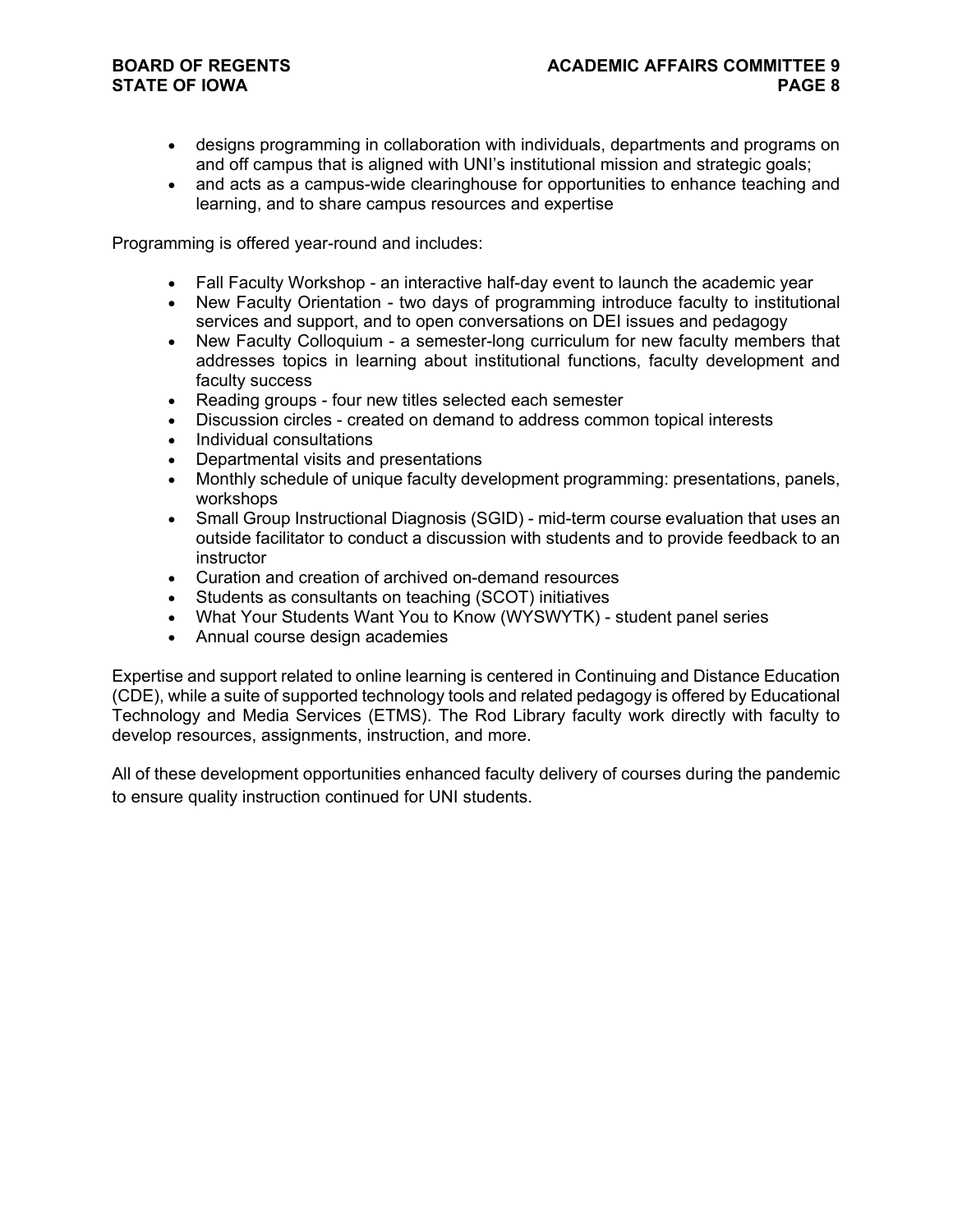- designs programming in collaboration with individuals, departments and programs on and off campus that is aligned with UNI's institutional mission and strategic goals;
- and acts as a campus-wide clearinghouse for opportunities to enhance teaching and learning, and to share campus resources and expertise

Programming is offered year-round and includes:

- Fall Faculty Workshop - an interactive half-day event to launch the academic year
- New Faculty Orientation - two days of programming introduce faculty to institutional services and support, and to open conversations on DEI issues and pedagogy
- New Faculty Colloquium - a semester-long curriculum for new faculty members that addresses topics in learning about institutional functions, faculty development and faculty success
- Reading groups - four new titles selected each semester
- Discussion circles - created on demand to address common topical interests
- Individual consultations
- Departmental visits and presentations
- Monthly schedule of unique faculty development programming: presentations, panels, workshops
- Small Group Instructional Diagnosis (SGID) - mid-term course evaluation that uses an outside facilitator to conduct a discussion with students and to provide feedback to an instructor
- Curation and creation of archived on-demand resources
- Students as consultants on teaching (SCOT) initiatives
- What Your Students Want You to Know (WYSWYTK) - student panel series
- Annual course design academies

Expertise and support related to online learning is centered in Continuing and Distance Education (CDE), while a suite of supported technology tools and related pedagogy is offered by Educational Technology and Media Services (ETMS). The Rod Library faculty work directly with faculty to develop resources, assignments, instruction, and more.

All of these development opportunities enhanced faculty delivery of courses during the pandemic to ensure quality instruction continued for UNI students.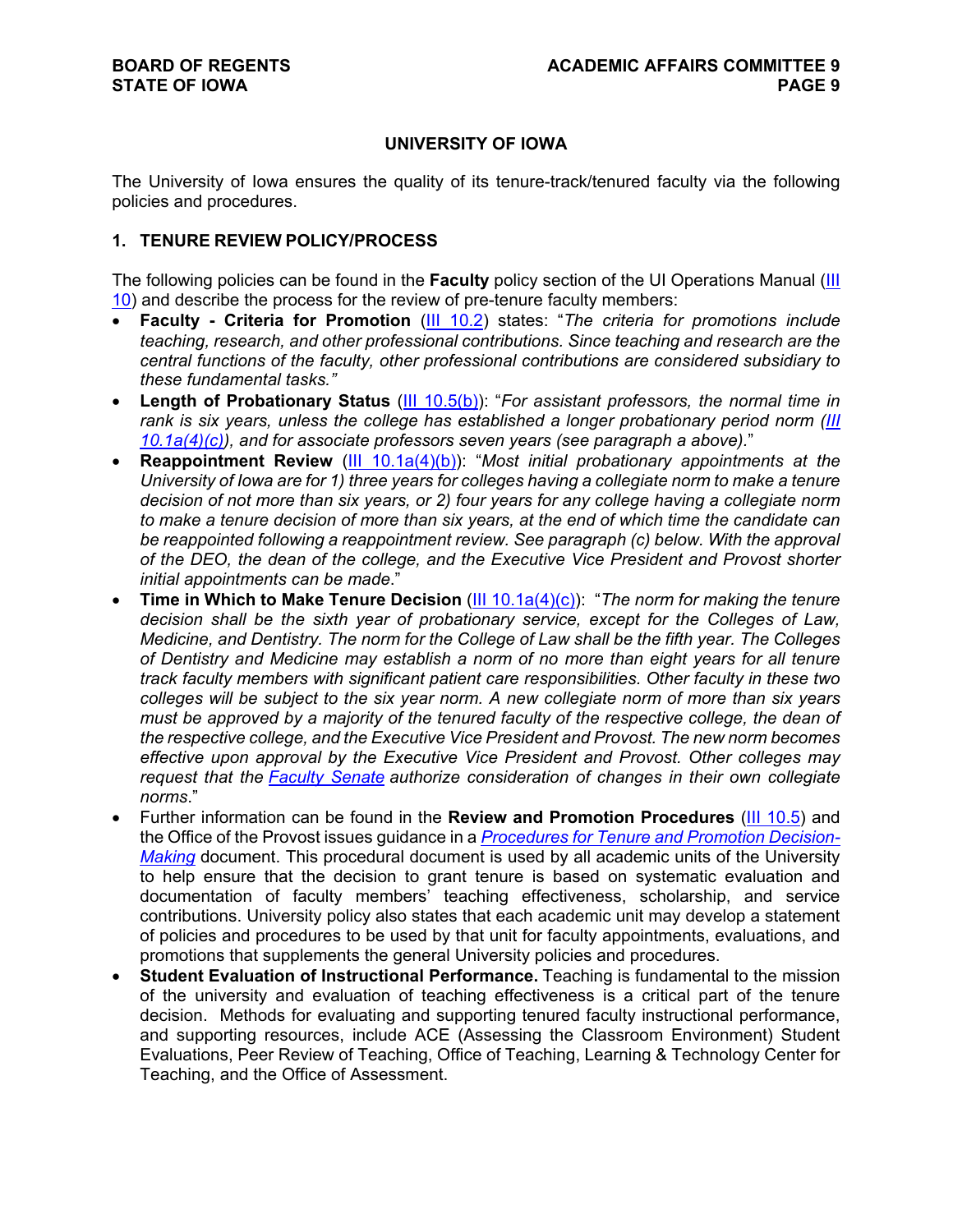## UNIVERSITY OF IOWA

The University of Iowa ensures the quality of its tenure-track/tenured faculty via the following policies and procedures.

### 1. TENURE REVIEW POLICY/PROCESS

The following policies can be found in the **Faculty** policy section of the UI Operations Manual (III 10) and describe the process for the review of pre-tenure faculty members:

- **Faculty - Criteria for Promotion** (III 10.2) states: "*The criteria for promotions include teaching, research, and other professional contributions. Since teaching and research are the central functions of the faculty, other professional contributions are considered subsidiary to these fundamental tasks.*"
- **Length of Probationary Status** (III 10.5(b)): "*For assistant professors, the normal time in rank is six years, unless the college has established a longer probationary period norm (III 10.1a(4)(c)), and for associate professors seven years (see paragraph a above).*"
- **Reappointment Review** (III 10.1a(4)(b)): "*Most initial probationary appointments at the University of Iowa are for 1) three years for colleges having a collegiate norm to make a tenure decision of not more than six years, or 2) four years for any college having a collegiate norm to make a tenure decision of more than six years, at the end of which time the candidate can be reappointed following a reappointment review. See paragraph (c) below. With the approval of the DEO, the dean of the college, and the Executive Vice President and Provost shorter initial appointments can be made.*"
- **Time in Which to Make Tenure Decision** (III 10.1a(4)(c)): "*The norm for making the tenure decision shall be the sixth year of probationary service, except for the Colleges of Law, Medicine, and Dentistry. The norm for the College of Law shall be the fifth year. The Colleges of Dentistry and Medicine may establish a norm of no more than eight years for all tenure track faculty members with significant patient care responsibilities. Other faculty in these two colleges will be subject to the six year norm. A new collegiate norm of more than six years must be approved by a majority of the tenured faculty of the respective college, the dean of the respective college, and the Executive Vice President and Provost. The new norm becomes effective upon approval by the Executive Vice President and Provost. Other colleges may request that the Faculty Senate authorize consideration of changes in their own collegiate norms.*"
- Further information can be found in the **Review and Promotion Procedures** (III 10.5) and the Office of the Provost issues guidance in a *Procedures for Tenure and Promotion Decision-Making* document. This procedural document is used by all academic units of the University to help ensure that the decision to grant tenure is based on systematic evaluation and documentation of faculty members' teaching effectiveness, scholarship, and service contributions. University policy also states that each academic unit may develop a statement of policies and procedures to be used by that unit for faculty appointments, evaluations, and promotions that supplements the general University policies and procedures.
- **Student Evaluation of Instructional Performance.** Teaching is fundamental to the mission of the university and evaluation of teaching effectiveness is a critical part of the tenure decision. Methods for evaluating and supporting tenured faculty instructional performance, and supporting resources, include ACE (Assessing the Classroom Environment) Student Evaluations, Peer Review of Teaching, Office of Teaching, Learning & Technology Center for Teaching, and the Office of Assessment.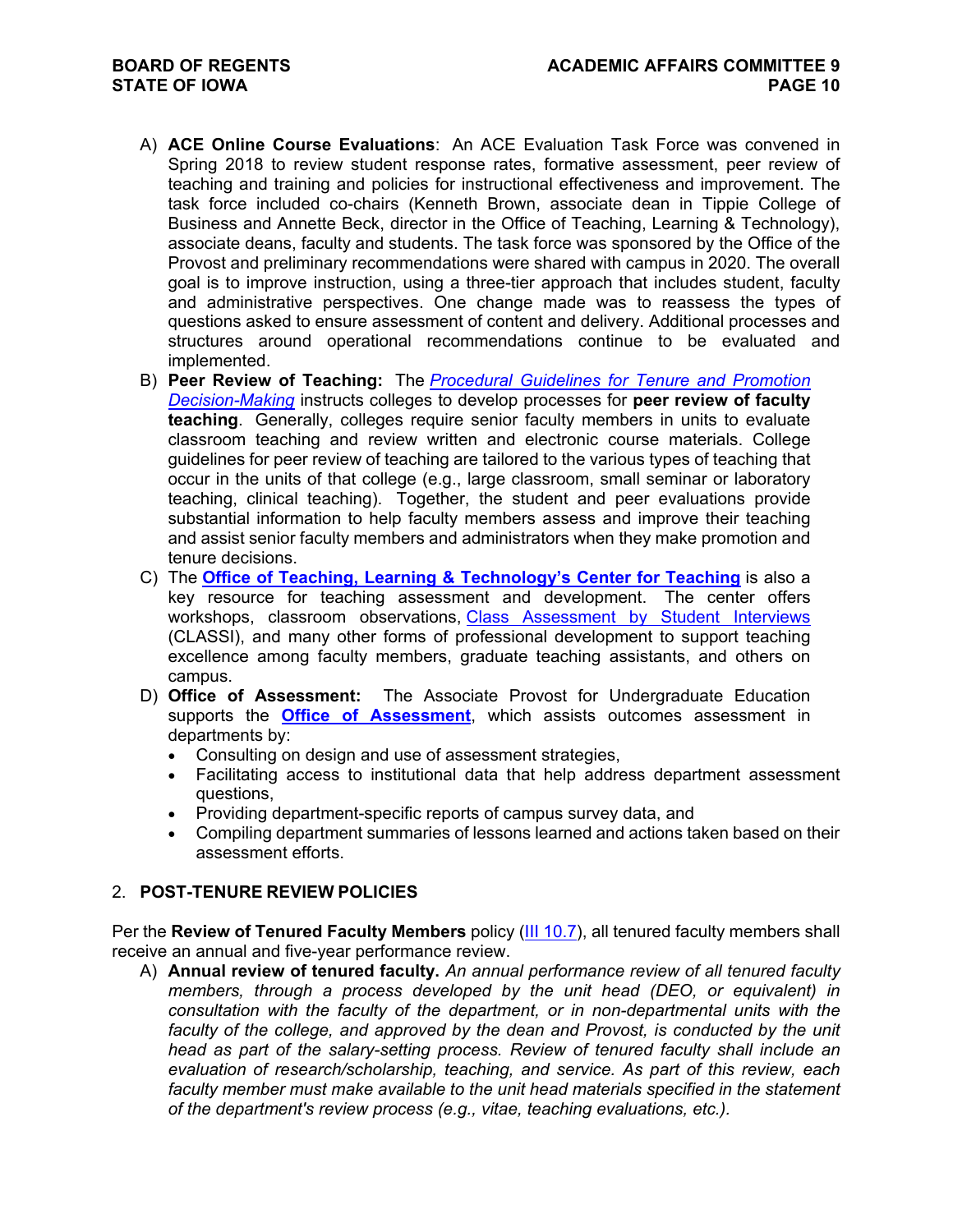A) **ACE Online Course Evaluations**: An ACE Evaluation Task Force was convened in Spring 2018 to review student response rates, formative assessment, peer review of teaching and training and policies for instructional effectiveness and improvement. The task force included co-chairs (Kenneth Brown, associate dean in Tippie College of Business and Annette Beck, director in the Office of Teaching, Learning & Technology), associate deans, faculty and students. The task force was sponsored by the Office of the Provost and preliminary recommendations were shared with campus in 2020. The overall goal is to improve instruction, using a three-tier approach that includes student, faculty and administrative perspectives. One change made was to reassess the types of questions asked to ensure assessment of content and delivery. Additional processes and structures around operational recommendations continue to be evaluated and implemented.

B) **Peer Review of Teaching:** The *Procedural Guidelines for Tenure and Promotion Decision-Making* instructs colleges to develop processes for **peer review of faculty teaching**. Generally, colleges require senior faculty members in units to evaluate classroom teaching and review written and electronic course materials. College guidelines for peer review of teaching are tailored to the various types of teaching that occur in the units of that college (e.g., large classroom, small seminar or laboratory teaching, clinical teaching). Together, the student and peer evaluations provide substantial information to help faculty members assess and improve their teaching and assist senior faculty members and administrators when they make promotion and tenure decisions.

C) The **Office of Teaching, Learning & Technology's Center for Teaching** is also a key resource for teaching assessment and development. The center offers workshops, classroom observations, Class Assessment by Student Interviews (CLASSI), and many other forms of professional development to support teaching excellence among faculty members, graduate teaching assistants, and others on campus.

D) **Office of Assessment:** The Associate Provost for Undergraduate Education supports the **Office of Assessment**, which assists outcomes assessment in departments by:
   - Consulting on design and use of assessment strategies,
   - Facilitating access to institutional data that help address department assessment questions,
   - Providing department-specific reports of campus survey data, and
   - Compiling department summaries of lessons learned and actions taken based on their assessment efforts.

## 2. POST-TENURE REVIEW POLICIES

Per the **Review of Tenured Faculty Members** policy (III 10.7), all tenured faculty members shall receive an annual and five-year performance review.

A) **Annual review of tenured faculty.** *An annual performance review of all tenured faculty members, through a process developed by the unit head (DEO, or equivalent) in consultation with the faculty of the department, or in non-departmental units with the faculty of the college, and approved by the dean and Provost, is conducted by the unit head as part of the salary-setting process. Review of tenured faculty shall include an evaluation of research/scholarship, teaching, and service. As part of this review, each faculty member must make available to the unit head materials specified in the statement of the department's review process (e.g., vitae, teaching evaluations, etc.).*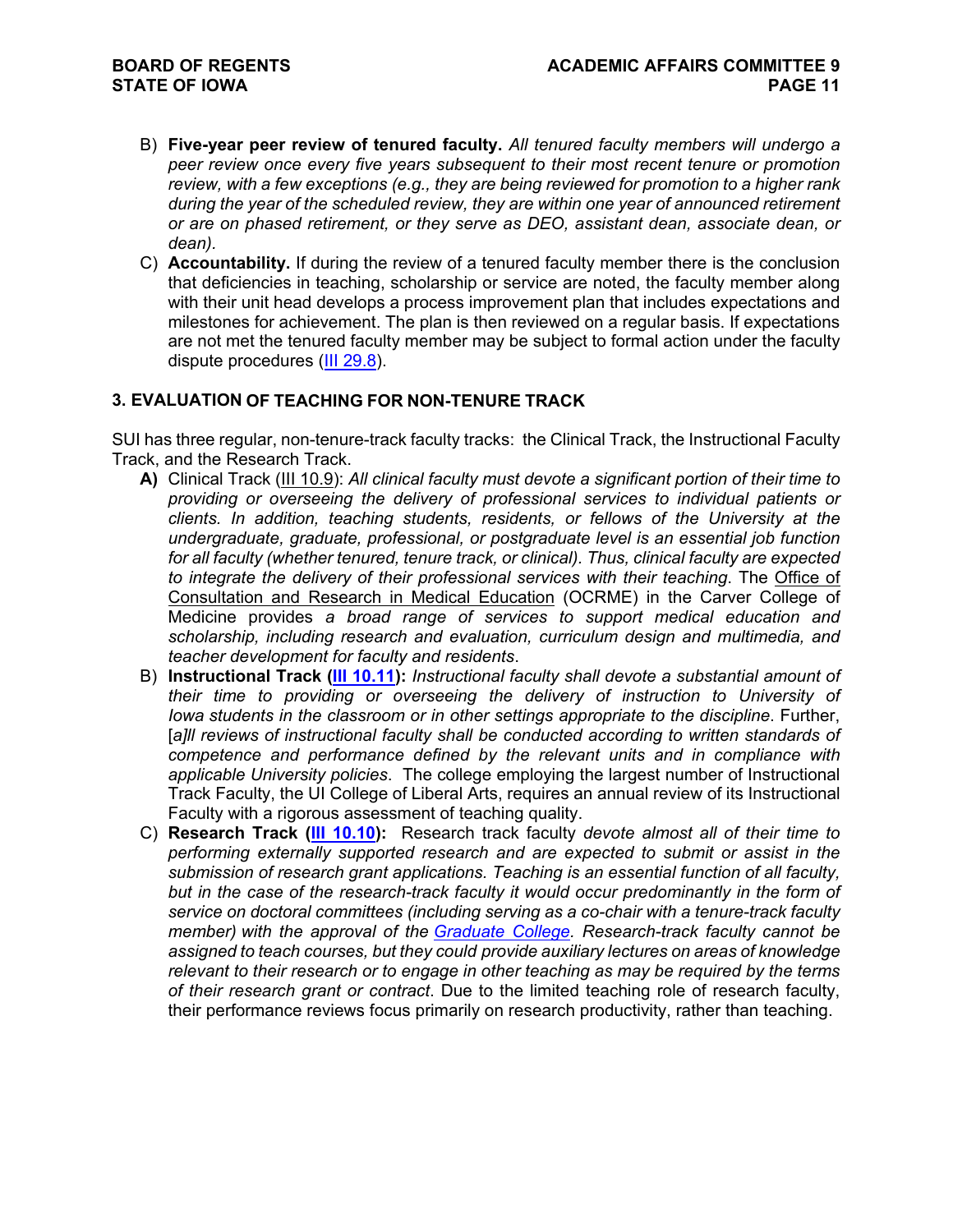B) **Five-year peer review of tenured faculty.** *All tenured faculty members will undergo a peer review once every five years subsequent to their most recent tenure or promotion review, with a few exceptions (e.g., they are being reviewed for promotion to a higher rank during the year of the scheduled review, they are within one year of announced retirement or are on phased retirement, or they serve as DEO, assistant dean, associate dean, or dean).*

C) **Accountability.** If during the review of a tenured faculty member there is the conclusion that deficiencies in teaching, scholarship or service are noted, the faculty member along with their unit head develops a process improvement plan that includes expectations and milestones for achievement. The plan is then reviewed on a regular basis. If expectations are not met the tenured faculty member may be subject to formal action under the faculty dispute procedures (III 29.8).

### 3. EVALUATION OF TEACHING FOR NON-TENURE TRACK

SUI has three regular, non-tenure-track faculty tracks: the Clinical Track, the Instructional Faculty Track, and the Research Track.

**A)** Clinical Track (III 10.9): *All clinical faculty must devote a significant portion of their time to providing or overseeing the delivery of professional services to individual patients or clients. In addition, teaching students, residents, or fellows of the University at the undergraduate, graduate, professional, or postgraduate level is an essential job function for all faculty (whether tenured, tenure track, or clinical). Thus, clinical faculty are expected to integrate the delivery of their professional services with their teaching*. The Office of Consultation and Research in Medical Education (OCRME) in the Carver College of Medicine provides *a broad range of services to support medical education and scholarship, including research and evaluation, curriculum design and multimedia, and teacher development for faculty and residents*.

B) **Instructional Track (III 10.11):** *Instructional faculty shall devote a substantial amount of their time to providing or overseeing the delivery of instruction to University of Iowa students in the classroom or in other settings appropriate to the discipline*. Further, [*a*]*ll reviews of instructional faculty shall be conducted according to written standards of competence and performance defined by the relevant units and in compliance with applicable University policies*. The college employing the largest number of Instructional Track Faculty, the UI College of Liberal Arts, requires an annual review of its Instructional Faculty with a rigorous assessment of teaching quality.

C) **Research Track (III 10.10):** Research track faculty *devote almost all of their time to performing externally supported research and are expected to submit or assist in the submission of research grant applications. Teaching is an essential function of all faculty, but in the case of the research-track faculty it would occur predominantly in the form of service on doctoral committees (including serving as a co-chair with a tenure-track faculty member) with the approval of the Graduate College. Research-track faculty cannot be assigned to teach courses, but they could provide auxiliary lectures on areas of knowledge relevant to their research or to engage in other teaching as may be required by the terms of their research grant or contract*. Due to the limited teaching role of research faculty, their performance reviews focus primarily on research productivity, rather than teaching.